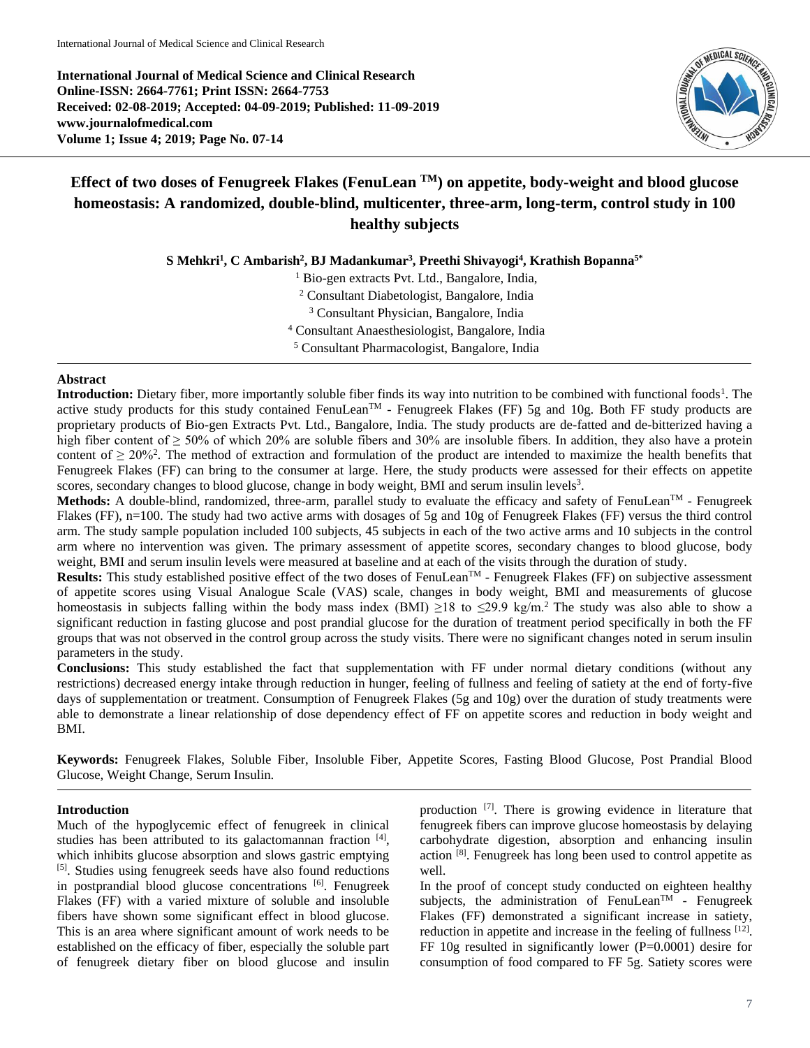**International Journal of Medical Science and Clinical Research**
**Online-ISSN: 2664-7761; Print ISSN: 2664-7753**
**Received: 02-08-2019; Accepted: 04-09-2019; Published: 11-09-2019**
**www.journalofmedical.com**
**Volume 1; Issue 4; 2019; Page No. 07-14**

# Effect of two doses of Fenugreek Flakes (FenuLean $^{TM}$) on appetite, body-weight and blood glucose homeostasis: A randomized, double-blind, multicenter, three-arm, long-term, control study in 100 healthy subjects

**S Mehkri[1], C Ambarish[2], BJ Madankumar[3], Preethi Shivayogi[4], Krathish Bopanna[5*]**

[1] Bio-gen extracts Pvt. Ltd., Bangalore, India,
[2] Consultant Diabetologist, Bangalore, India
[3] Consultant Physician, Bangalore, India
[4] Consultant Anaesthesiologist, Bangalore, India
[5] Consultant Pharmacologist, Bangalore, India

## Abstract

**Introduction:** Dietary fiber, more importantly soluble fiber finds its way into nutrition to be combined with functional foods[1]. The active study products for this study contained FenuLean$^{TM}$ - Fenugreek Flakes (FF) 5g and 10g. Both FF study products are proprietary products of Bio-gen Extracts Pvt. Ltd., Bangalore, India. The study products are de-fatted and de-bitterized having a high fiber content of ≥ 50% of which 20% are soluble fibers and 30% are insoluble fibers. In addition, they also have a protein content of ≥ 20%[2]. The method of extraction and formulation of the product are intended to maximize the health benefits that Fenugreek Flakes (FF) can bring to the consumer at large. Here, the study products were assessed for their effects on appetite scores, secondary changes to blood glucose, change in body weight, BMI and serum insulin levels[3].

**Methods:** A double-blind, randomized, three-arm, parallel study to evaluate the efficacy and safety of FenuLean$^{TM}$ - Fenugreek Flakes (FF), n=100. The study had two active arms with dosages of 5g and 10g of Fenugreek Flakes (FF) versus the third control arm. The study sample population included 100 subjects, 45 subjects in each of the two active arms and 10 subjects in the control arm where no intervention was given. The primary assessment of appetite scores, secondary changes to blood glucose, body weight, BMI and serum insulin levels were measured at baseline and at each of the visits through the duration of study.

**Results:** This study established positive effect of the two doses of FenuLean$^{TM}$ - Fenugreek Flakes (FF) on subjective assessment of appetite scores using Visual Analogue Scale (VAS) scale, changes in body weight, BMI and measurements of glucose homeostasis in subjects falling within the body mass index (BMI) ≥18 to ≤29.9 kg/m.[2] The study was also able to show a significant reduction in fasting glucose and post prandial glucose for the duration of treatment period specifically in both the FF groups that was not observed in the control group across the study visits. There were no significant changes noted in serum insulin parameters in the study.

**Conclusions:** This study established the fact that supplementation with FF under normal dietary conditions (without any restrictions) decreased energy intake through reduction in hunger, feeling of fullness and feeling of satiety at the end of forty-five days of supplementation or treatment. Consumption of Fenugreek Flakes (5g and 10g) over the duration of study treatments were able to demonstrate a linear relationship of dose dependency effect of FF on appetite scores and reduction in body weight and BMI.

**Keywords:** Fenugreek Flakes, Soluble Fiber, Insoluble Fiber, Appetite Scores, Fasting Blood Glucose, Post Prandial Blood Glucose, Weight Change, Serum Insulin.

## Introduction

Much of the hypoglycemic effect of fenugreek in clinical studies has been attributed to its galactomannan fraction [4], which inhibits glucose absorption and slows gastric emptying [5]. Studies using fenugreek seeds have also found reductions in postprandial blood glucose concentrations [6]. Fenugreek Flakes (FF) with a varied mixture of soluble and insoluble fibers have shown some significant effect in blood glucose. This is an area where significant amount of work needs to be established on the efficacy of fiber, especially the soluble part of fenugreek dietary fiber on blood glucose and insulin production [7]. There is growing evidence in literature that fenugreek fibers can improve glucose homeostasis by delaying carbohydrate digestion, absorption and enhancing insulin action [8]. Fenugreek has long been used to control appetite as well.

In the proof of concept study conducted on eighteen healthy subjects, the administration of FenuLean$^{TM}$ - Fenugreek Flakes (FF) demonstrated a significant increase in satiety, reduction in appetite and increase in the feeling of fullness [12]. FF 10g resulted in significantly lower (P=0.0001) desire for consumption of food compared to FF 5g. Satiety scores were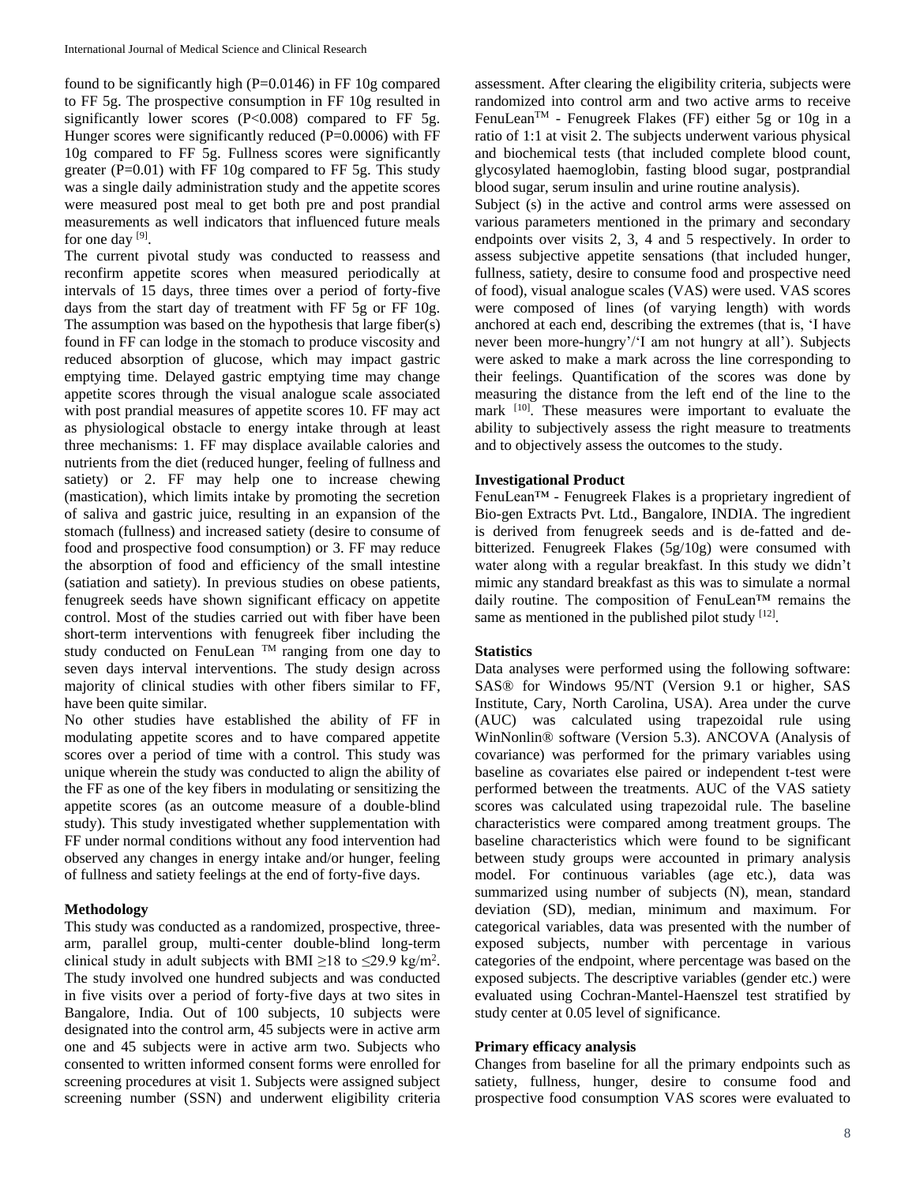found to be significantly high (P=0.0146) in FF 10g compared to FF 5g. The prospective consumption in FF 10g resulted in significantly lower scores (P<0.008) compared to FF 5g. Hunger scores were significantly reduced (P=0.0006) with FF 10g compared to FF 5g. Fullness scores were significantly greater (P=0.01) with FF 10g compared to FF 5g. This study was a single daily administration study and the appetite scores were measured post meal to get both pre and post prandial measurements as well indicators that influenced future meals for one day [9].

The current pivotal study was conducted to reassess and reconfirm appetite scores when measured periodically at intervals of 15 days, three times over a period of forty-five days from the start day of treatment with FF 5g or FF 10g. The assumption was based on the hypothesis that large fiber(s) found in FF can lodge in the stomach to produce viscosity and reduced absorption of glucose, which may impact gastric emptying time. Delayed gastric emptying time may change appetite scores through the visual analogue scale associated with post prandial measures of appetite scores 10. FF may act as physiological obstacle to energy intake through at least three mechanisms: 1. FF may displace available calories and nutrients from the diet (reduced hunger, feeling of fullness and satiety) or 2. FF may help one to increase chewing (mastication), which limits intake by promoting the secretion of saliva and gastric juice, resulting in an expansion of the stomach (fullness) and increased satiety (desire to consume of food and prospective food consumption) or 3. FF may reduce the absorption of food and efficiency of the small intestine (satiation and satiety). In previous studies on obese patients, fenugreek seeds have shown significant efficacy on appetite control. Most of the studies carried out with fiber have been short-term interventions with fenugreek fiber including the study conducted on FenuLean ™ ranging from one day to seven days interval interventions. The study design across majority of clinical studies with other fibers similar to FF, have been quite similar.

No other studies have established the ability of FF in modulating appetite scores and to have compared appetite scores over a period of time with a control. This study was unique wherein the study was conducted to align the ability of the FF as one of the key fibers in modulating or sensitizing the appetite scores (as an outcome measure of a double-blind study). This study investigated whether supplementation with FF under normal conditions without any food intervention had observed any changes in energy intake and/or hunger, feeling of fullness and satiety feelings at the end of forty-five days.

## Methodology

This study was conducted as a randomized, prospective, three-arm, parallel group, multi-center double-blind long-term clinical study in adult subjects with BMI ≥18 to ≤29.9 kg/m$^2$. The study involved one hundred subjects and was conducted in five visits over a period of forty-five days at two sites in Bangalore, India. Out of 100 subjects, 10 subjects were designated into the control arm, 45 subjects were in active arm one and 45 subjects were in active arm two. Subjects who consented to written informed consent forms were enrolled for screening procedures at visit 1. Subjects were assigned subject screening number (SSN) and underwent eligibility criteria assessment. After clearing the eligibility criteria, subjects were randomized into control arm and two active arms to receive FenuLean™ - Fenugreek Flakes (FF) either 5g or 10g in a ratio of 1:1 at visit 2. The subjects underwent various physical and biochemical tests (that included complete blood count, glycosylated haemoglobin, fasting blood sugar, postprandial blood sugar, serum insulin and urine routine analysis).

Subject (s) in the active and control arms were assessed on various parameters mentioned in the primary and secondary endpoints over visits 2, 3, 4 and 5 respectively. In order to assess subjective appetite sensations (that included hunger, fullness, satiety, desire to consume food and prospective need of food), visual analogue scales (VAS) were used. VAS scores were composed of lines (of varying length) with words anchored at each end, describing the extremes (that is, 'I have never been more-hungry'/'I am not hungry at all'). Subjects were asked to make a mark across the line corresponding to their feelings. Quantification of the scores was done by measuring the distance from the left end of the line to the mark [10]. These measures were important to evaluate the ability to subjectively assess the right measure to treatments and to objectively assess the outcomes to the study.

### Investigational Product

FenuLean™ - Fenugreek Flakes is a proprietary ingredient of Bio-gen Extracts Pvt. Ltd., Bangalore, INDIA. The ingredient is derived from fenugreek seeds and is de-fatted and de-bitterized. Fenugreek Flakes (5g/10g) were consumed with water along with a regular breakfast. In this study we didn't mimic any standard breakfast as this was to simulate a normal daily routine. The composition of FenuLean™ remains the same as mentioned in the published pilot study [12].

### Statistics

Data analyses were performed using the following software: SAS® for Windows 95/NT (Version 9.1 or higher, SAS Institute, Cary, North Carolina, USA). Area under the curve (AUC) was calculated using trapezoidal rule using WinNonlin® software (Version 5.3). ANCOVA (Analysis of covariance) was performed for the primary variables using baseline as covariates else paired or independent t-test were performed between the treatments. AUC of the VAS satiety scores was calculated using trapezoidal rule. The baseline characteristics were compared among treatment groups. The baseline characteristics which were found to be significant between study groups were accounted in primary analysis model. For continuous variables (age etc.), data was summarized using number of subjects (N), mean, standard deviation (SD), median, minimum and maximum. For categorical variables, data was presented with the number of exposed subjects, number with percentage in various categories of the endpoint, where percentage was based on the exposed subjects. The descriptive variables (gender etc.) were evaluated using Cochran-Mantel-Haenszel test stratified by study center at 0.05 level of significance.

### Primary efficacy analysis

Changes from baseline for all the primary endpoints such as satiety, fullness, hunger, desire to consume food and prospective food consumption VAS scores were evaluated to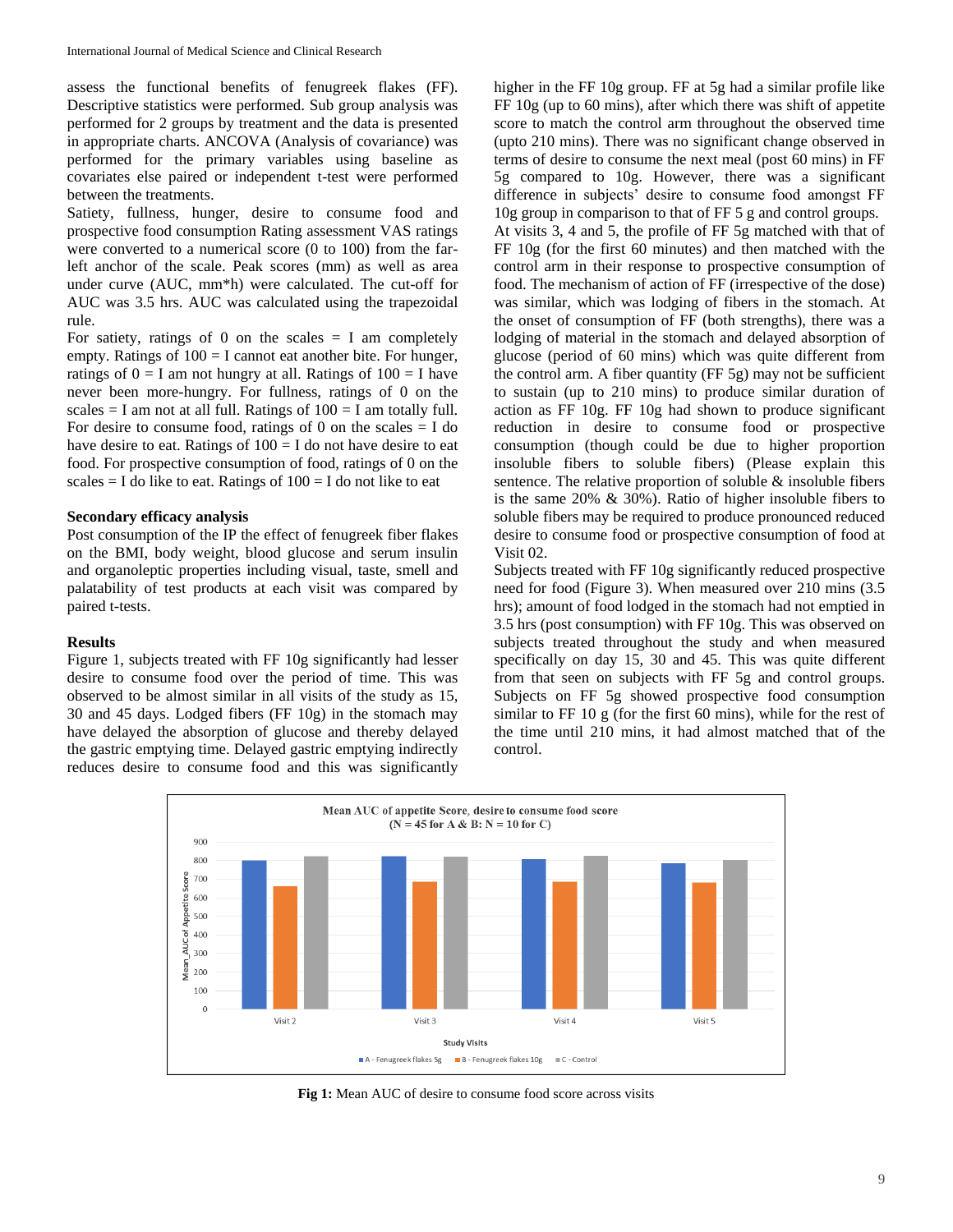assess the functional benefits of fenugreek flakes (FF). Descriptive statistics were performed. Sub group analysis was performed for 2 groups by treatment and the data is presented in appropriate charts. ANCOVA (Analysis of covariance) was performed for the primary variables using baseline as covariates else paired or independent t-test were performed between the treatments.

Satiety, fullness, hunger, desire to consume food and prospective food consumption Rating assessment VAS ratings were converted to a numerical score (0 to 100) from the far-left anchor of the scale. Peak scores (mm) as well as area under curve (AUC, mm*h) were calculated. The cut-off for AUC was 3.5 hrs. AUC was calculated using the trapezoidal rule.

For satiety, ratings of 0 on the scales = I am completely empty. Ratings of 100 = I cannot eat another bite. For hunger, ratings of 0 = I am not hungry at all. Ratings of 100 = I have never been more-hungry. For fullness, ratings of 0 on the scales = I am not at all full. Ratings of 100 = I am totally full. For desire to consume food, ratings of 0 on the scales = I do have desire to eat. Ratings of 100 = I do not have desire to eat food. For prospective consumption of food, ratings of 0 on the scales = I do like to eat. Ratings of 100 = I do not like to eat

**Secondary efficacy analysis**

Post consumption of the IP the effect of fenugreek fiber flakes on the BMI, body weight, blood glucose and serum insulin and organoleptic properties including visual, taste, smell and palatability of test products at each visit was compared by paired t-tests.

**Results**

Figure 1, subjects treated with FF 10g significantly had lesser desire to consume food over the period of time. This was observed to be almost similar in all visits of the study as 15, 30 and 45 days. Lodged fibers (FF 10g) in the stomach may have delayed the absorption of glucose and thereby delayed the gastric emptying time. Delayed gastric emptying indirectly reduces desire to consume food and this was significantly higher in the FF 10g group. FF at 5g had a similar profile like FF 10g (up to 60 mins), after which there was shift of appetite score to match the control arm throughout the observed time (upto 210 mins). There was no significant change observed in terms of desire to consume the next meal (post 60 mins) in FF 5g compared to 10g. However, there was a significant difference in subjects' desire to consume food amongst FF 10g group in comparison to that of FF 5 g and control groups.

At visits 3, 4 and 5, the profile of FF 5g matched with that of FF 10g (for the first 60 minutes) and then matched with the control arm in their response to prospective consumption of food. The mechanism of action of FF (irrespective of the dose) was similar, which was lodging of fibers in the stomach. At the onset of consumption of FF (both strengths), there was a lodging of material in the stomach and delayed absorption of glucose (period of 60 mins) which was quite different from the control arm. A fiber quantity (FF 5g) may not be sufficient to sustain (up to 210 mins) to produce similar duration of action as FF 10g. FF 10g had shown to produce significant reduction in desire to consume food or prospective consumption (though could be due to higher proportion insoluble fibers to soluble fibers) (Please explain this sentence. The relative proportion of soluble & insoluble fibers is the same 20% & 30%). Ratio of higher insoluble fibers to soluble fibers may be required to produce pronounced reduced desire to consume food or prospective consumption of food at Visit 02.

Subjects treated with FF 10g significantly reduced prospective need for food (Figure 3). When measured over 210 mins (3.5 hrs); amount of food lodged in the stomach had not emptied in 3.5 hrs (post consumption) with FF 10g. This was observed on subjects treated throughout the study and when measured specifically on day 15, 30 and 45. This was quite different from that seen on subjects with FF 5g and control groups. Subjects on FF 5g showed prospective food consumption similar to FF 10 g (for the first 60 mins), while for the rest of the time until 210 mins, it had almost matched that of the control.

**Fig 1:** Mean AUC of desire to consume food score across visits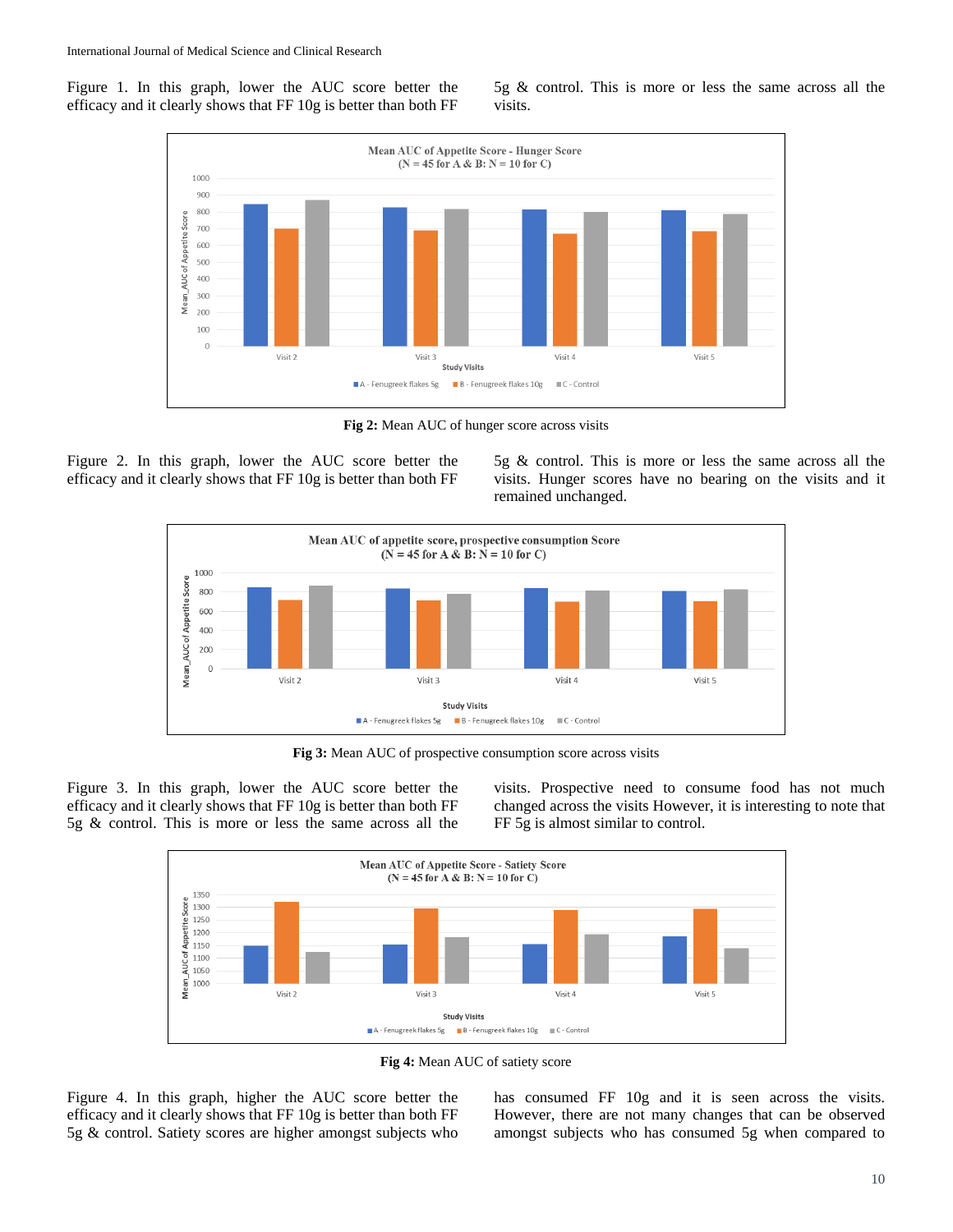Figure 1. In this graph, lower the AUC score better the efficacy and it clearly shows that FF 10g is better than both FF 5g & control. This is more or less the same across all the visits.

Fig 2: Mean AUC of hunger score across visits

Figure 2. In this graph, lower the AUC score better the efficacy and it clearly shows that FF 10g is better than both FF 5g & control. This is more or less the same across all the visits. Hunger scores have no bearing on the visits and it remained unchanged.

Fig 3: Mean AUC of prospective consumption score across visits

Figure 3. In this graph, lower the AUC score better the efficacy and it clearly shows that FF 10g is better than both FF 5g & control. This is more or less the same across all the visits. Prospective need to consume food has not much changed across the visits However, it is interesting to note that FF 5g is almost similar to control.

Fig 4: Mean AUC of satiety score

Figure 4. In this graph, higher the AUC score better the efficacy and it clearly shows that FF 10g is better than both FF 5g & control. Satiety scores are higher amongst subjects who has consumed FF 10g and it is seen across the visits. However, there are not many changes that can be observed amongst subjects who has consumed 5g when compared to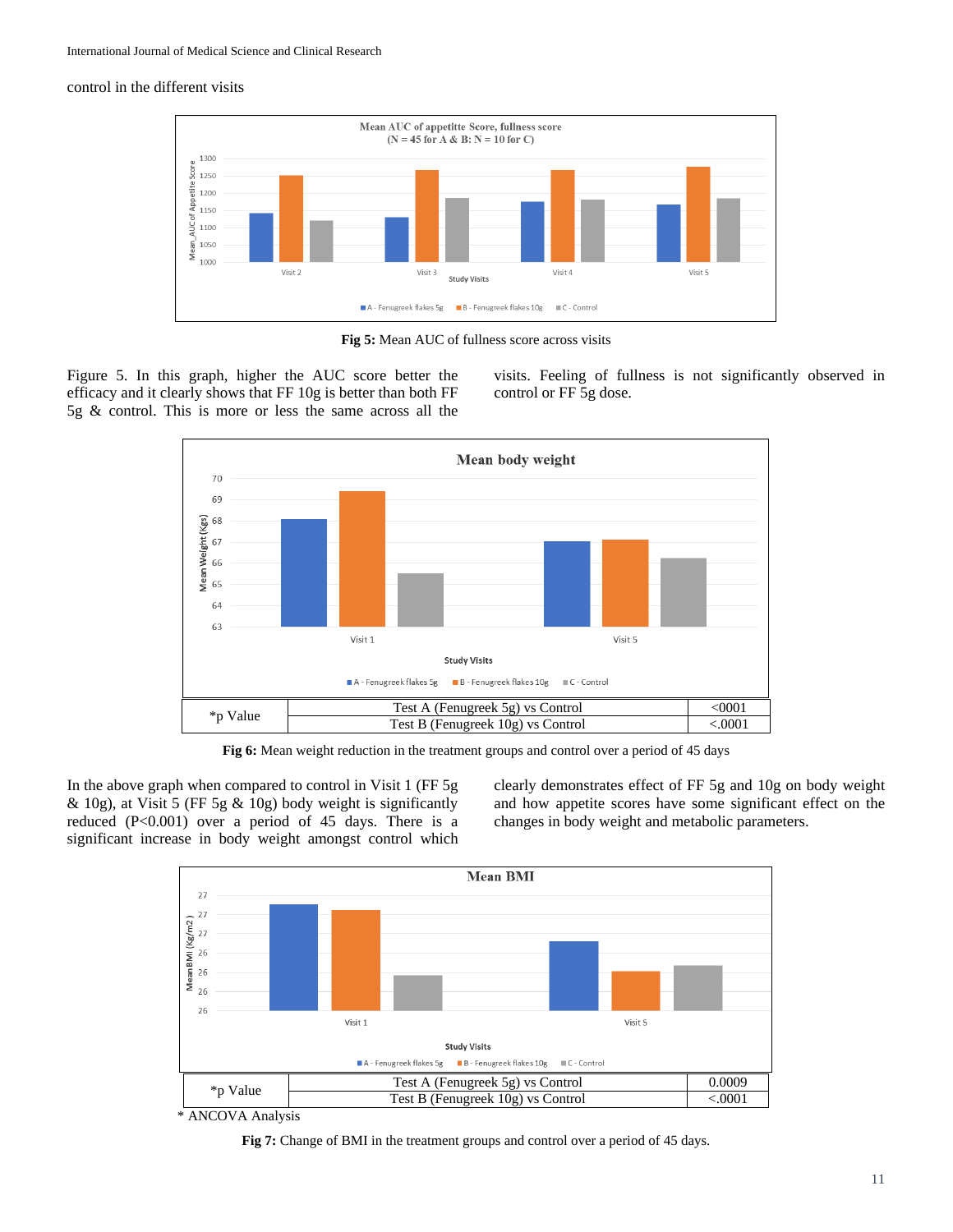control in the different visits

Fig 5: Mean AUC of fullness score across visits

Figure 5. In this graph, higher the AUC score better the efficacy and it clearly shows that FF 10g is better than both FF 5g & control. This is more or less the same across all the visits. Feeling of fullness is not significantly observed in control or FF 5g dose.

| *p Value | Test A (Fenugreek 5g) vs Control | <0001 |
|---|---|---|
| | Test B (Fenugreek 10g) vs Control | <.0001 |

**Fig 6:** Mean weight reduction in the treatment groups and control over a period of 45 days

In the above graph when compared to control in Visit 1 (FF 5g & 10g), at Visit 5 (FF 5g & 10g) body weight is significantly reduced (P<0.001) over a period of 45 days. There is a significant increase in body weight amongst control which clearly demonstrates effect of FF 5g and 10g on body weight and how appetite scores have some significant effect on the changes in body weight and metabolic parameters.

| *p Value | Test A (Fenugreek 5g) vs Control | 0.0009 |
|---|---|---|
| | Test B (Fenugreek 10g) vs Control | <.0001 |

* ANCOVA Analysis

**Fig 7:** Change of BMI in the treatment groups and control over a period of 45 days.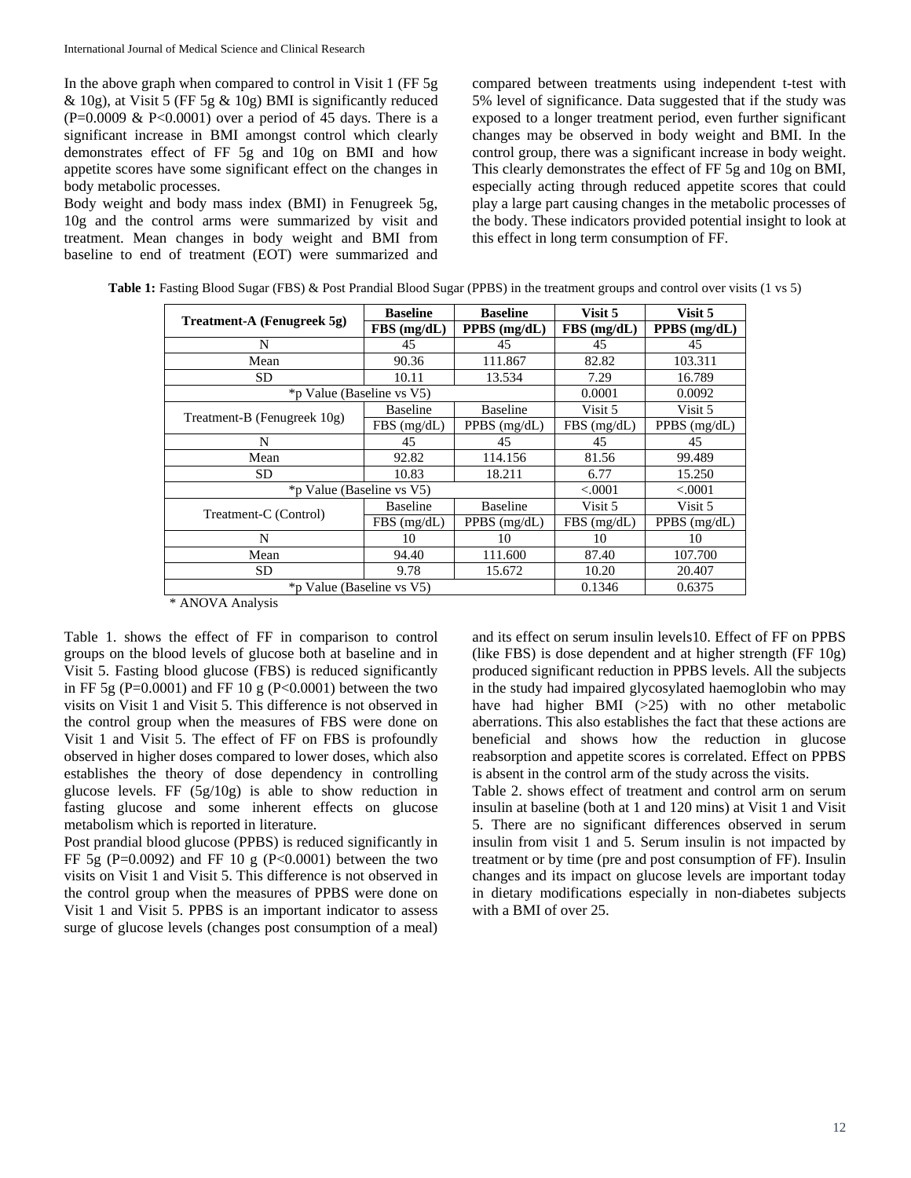In the above graph when compared to control in Visit 1 (FF 5g & 10g), at Visit 5 (FF 5g & 10g) BMI is significantly reduced (P=0.0009 & P<0.0001) over a period of 45 days. There is a significant increase in BMI amongst control which clearly demonstrates effect of FF 5g and 10g on BMI and how appetite scores have some significant effect on the changes in body metabolic processes.

Body weight and body mass index (BMI) in Fenugreek 5g, 10g and the control arms were summarized by visit and treatment. Mean changes in body weight and BMI from baseline to end of treatment (EOT) were summarized and compared between treatments using independent t-test with 5% level of significance. Data suggested that if the study was exposed to a longer treatment period, even further significant changes may be observed in body weight and BMI. In the control group, there was a significant increase in body weight. This clearly demonstrates the effect of FF 5g and 10g on BMI, especially acting through reduced appetite scores that could play a large part causing changes in the metabolic processes of the body. These indicators provided potential insight to look at this effect in long term consumption of FF.

**Table 1:** Fasting Blood Sugar (FBS) & Post Prandial Blood Sugar (PPBS) in the treatment groups and control over visits (1 vs 5)

| **Treatment-A (Fenugreek 5g)** | **Baseline FBS (mg/dL)** | **Baseline PPBS (mg/dL)** | **Visit 5 FBS (mg/dL)** | **Visit 5 PPBS (mg/dL)** |
|---|---|---|---|---|
| N | 45 | 45 | 45 | 45 |
| Mean | 90.36 | 111.867 | 82.82 | 103.311 |
| SD | 10.11 | 13.534 | 7.29 | 16.789 |
| *p Value (Baseline vs V5) | | | 0.0001 | 0.0092 |
| Treatment-B (Fenugreek 10g) | Baseline FBS (mg/dL) | Baseline PPBS (mg/dL) | Visit 5 FBS (mg/dL) | Visit 5 PPBS (mg/dL) |
| N | 45 | 45 | 45 | 45 |
| Mean | 92.82 | 114.156 | 81.56 | 99.489 |
| SD | 10.83 | 18.211 | 6.77 | 15.250 |
| *p Value (Baseline vs V5) | | | <.0001 | <.0001 |
| Treatment-C (Control) | Baseline FBS (mg/dL) | Baseline PPBS (mg/dL) | Visit 5 FBS (mg/dL) | Visit 5 PPBS (mg/dL) |
| N | 10 | 10 | 10 | 10 |
| Mean | 94.40 | 111.600 | 87.40 | 107.700 |
| SD | 9.78 | 15.672 | 10.20 | 20.407 |
| *p Value (Baseline vs V5) | | | 0.1346 | 0.6375 |

* ANOVA Analysis

Table 1. shows the effect of FF in comparison to control groups on the blood levels of glucose both at baseline and in Visit 5. Fasting blood glucose (FBS) is reduced significantly in FF 5g (P=0.0001) and FF 10 g (P<0.0001) between the two visits on Visit 1 and Visit 5. This difference is not observed in the control group when the measures of FBS were done on Visit 1 and Visit 5. The effect of FF on FBS is profoundly observed in higher doses compared to lower doses, which also establishes the theory of dose dependency in controlling glucose levels. FF (5g/10g) is able to show reduction in fasting glucose and some inherent effects on glucose metabolism which is reported in literature.

Post prandial blood glucose (PPBS) is reduced significantly in FF 5g (P=0.0092) and FF 10 g (P<0.0001) between the two visits on Visit 1 and Visit 5. This difference is not observed in the control group when the measures of PPBS were done on Visit 1 and Visit 5. PPBS is an important indicator to assess surge of glucose levels (changes post consumption of a meal) and its effect on serum insulin levels10. Effect of FF on PPBS (like FBS) is dose dependent and at higher strength (FF 10g) produced significant reduction in PPBS levels. All the subjects in the study had impaired glycosylated haemoglobin who may have had higher BMI (>25) with no other metabolic aberrations. This also establishes the fact that these actions are beneficial and shows how the reduction in glucose reabsorption and appetite scores is correlated. Effect on PPBS is absent in the control arm of the study across the visits.

Table 2. shows effect of treatment and control arm on serum insulin at baseline (both at 1 and 120 mins) at Visit 1 and Visit 5. There are no significant differences observed in serum insulin from visit 1 and 5. Serum insulin is not impacted by treatment or by time (pre and post consumption of FF). Insulin changes and its impact on glucose levels are important today in dietary modifications especially in non-diabetes subjects with a BMI of over 25.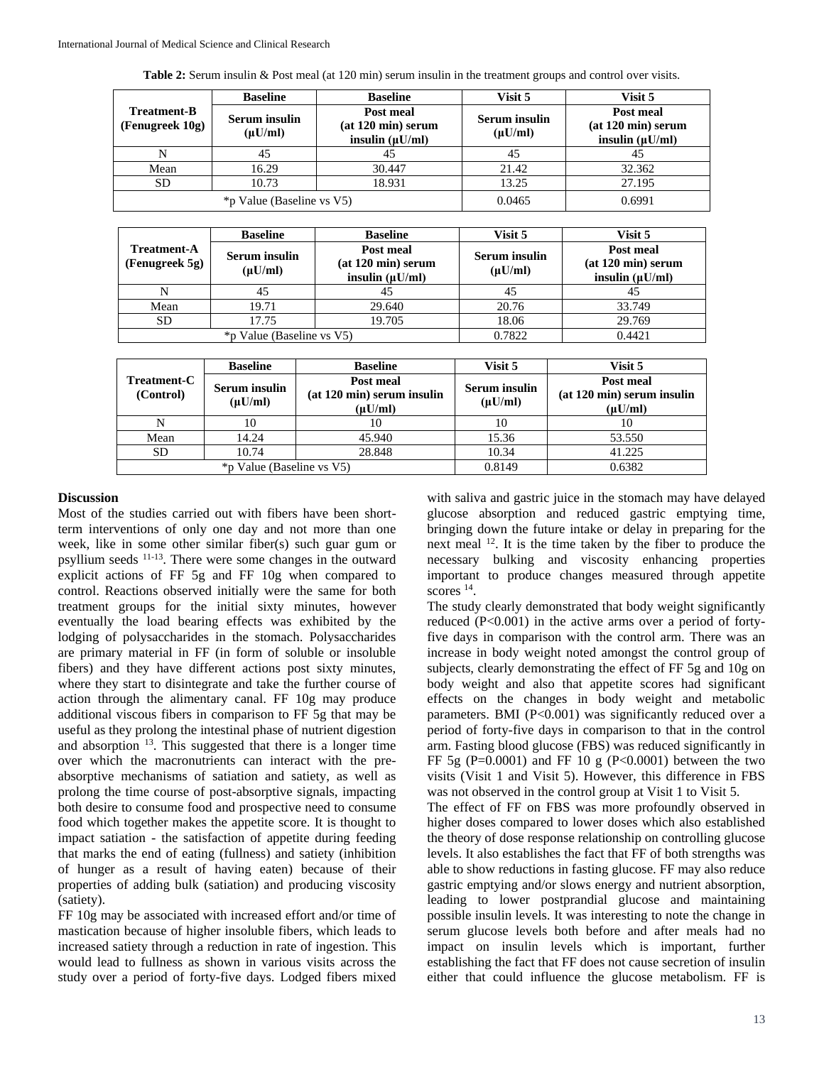**Table 2:** Serum insulin & Post meal (at 120 min) serum insulin in the treatment groups and control over visits.

| Treatment-B (Fenugreek 10g) | Baseline | Baseline | Visit 5 | Visit 5 |
|---|---|---|---|---|
| | Serum insulin (µU/ml) | Post meal (at 120 min) serum insulin (µU/ml) | Serum insulin (µU/ml) | Post meal (at 120 min) serum insulin (µU/ml) |
| N | 45 | 45 | 45 | 45 |
| Mean | 16.29 | 30.447 | 21.42 | 32.362 |
| SD | 10.73 | 18.931 | 13.25 | 27.195 |
| *p Value (Baseline vs V5) | | | 0.0465 | 0.6991 |

| Treatment-A (Fenugreek 5g) | Baseline | Baseline | Visit 5 | Visit 5 |
|---|---|---|---|---|
| | Serum insulin (µU/ml) | Post meal (at 120 min) serum insulin (µU/ml) | Serum insulin (µU/ml) | Post meal (at 120 min) serum insulin (µU/ml) |
| N | 45 | 45 | 45 | 45 |
| Mean | 19.71 | 29.640 | 20.76 | 33.749 |
| SD | 17.75 | 19.705 | 18.06 | 29.769 |
| *p Value (Baseline vs V5) | | | 0.7822 | 0.4421 |

| Treatment-C (Control) | Baseline | Baseline | Visit 5 | Visit 5 |
|---|---|---|---|---|
| | Serum insulin (µU/ml) | Post meal (at 120 min) serum insulin (µU/ml) | Serum insulin (µU/ml) | Post meal (at 120 min) serum insulin (µU/ml) |
| N | 10 | 10 | 10 | 10 |
| Mean | 14.24 | 45.940 | 15.36 | 53.550 |
| SD | 10.74 | 28.848 | 10.34 | 41.225 |
| *p Value (Baseline vs V5) | | | 0.8149 | 0.6382 |

## Discussion

Most of the studies carried out with fibers have been short-term interventions of only one day and not more than one week, like in some other similar fiber(s) such guar gum or psyllium seeds [11-13]. There were some changes in the outward explicit actions of FF 5g and FF 10g when compared to control. Reactions observed initially were the same for both treatment groups for the initial sixty minutes, however eventually the load bearing effects was exhibited by the lodging of polysaccharides in the stomach. Polysaccharides are primary material in FF (in form of soluble or insoluble fibers) and they have different actions post sixty minutes, where they start to disintegrate and take the further course of action through the alimentary canal. FF 10g may produce additional viscous fibers in comparison to FF 5g that may be useful as they prolong the intestinal phase of nutrient digestion and absorption [13]. This suggested that there is a longer time over which the macronutrients can interact with the pre-absorptive mechanisms of satiation and satiety, as well as prolong the time course of post-absorptive signals, impacting both desire to consume food and prospective need to consume food which together makes the appetite score. It is thought to impact satiation - the satisfaction of appetite during feeding that marks the end of eating (fullness) and satiety (inhibition of hunger as a result of having eaten) because of their properties of adding bulk (satiation) and producing viscosity (satiety).

FF 10g may be associated with increased effort and/or time of mastication because of higher insoluble fibers, which leads to increased satiety through a reduction in rate of ingestion. This would lead to fullness as shown in various visits across the study over a period of forty-five days. Lodged fibers mixed with saliva and gastric juice in the stomach may have delayed glucose absorption and reduced gastric emptying time, bringing down the future intake or delay in preparing for the next meal [12]. It is the time taken by the fiber to produce the necessary bulking and viscosity enhancing properties important to produce changes measured through appetite scores [14].

The study clearly demonstrated that body weight significantly reduced ($P<0.001$) in the active arms over a period of forty-five days in comparison with the control arm. There was an increase in body weight noted amongst the control group of subjects, clearly demonstrating the effect of FF 5g and 10g on body weight and also that appetite scores had significant effects on the changes in body weight and metabolic parameters. BMI ($P<0.001$) was significantly reduced over a period of forty-five days in comparison to that in the control arm. Fasting blood glucose (FBS) was reduced significantly in FF 5g ($P=0.0001$) and FF 10 g ($P<0.0001$) between the two visits (Visit 1 and Visit 5). However, this difference in FBS was not observed in the control group at Visit 1 to Visit 5.

The effect of FF on FBS was more profoundly observed in higher doses compared to lower doses which also established the theory of dose response relationship on controlling glucose levels. It also establishes the fact that FF of both strengths was able to show reductions in fasting glucose. FF may also reduce gastric emptying and/or slows energy and nutrient absorption, leading to lower postprandial glucose and maintaining possible insulin levels. It was interesting to note the change in serum glucose levels both before and after meals had no impact on insulin levels which is important, further establishing the fact that FF does not cause secretion of insulin either that could influence the glucose metabolism. FF is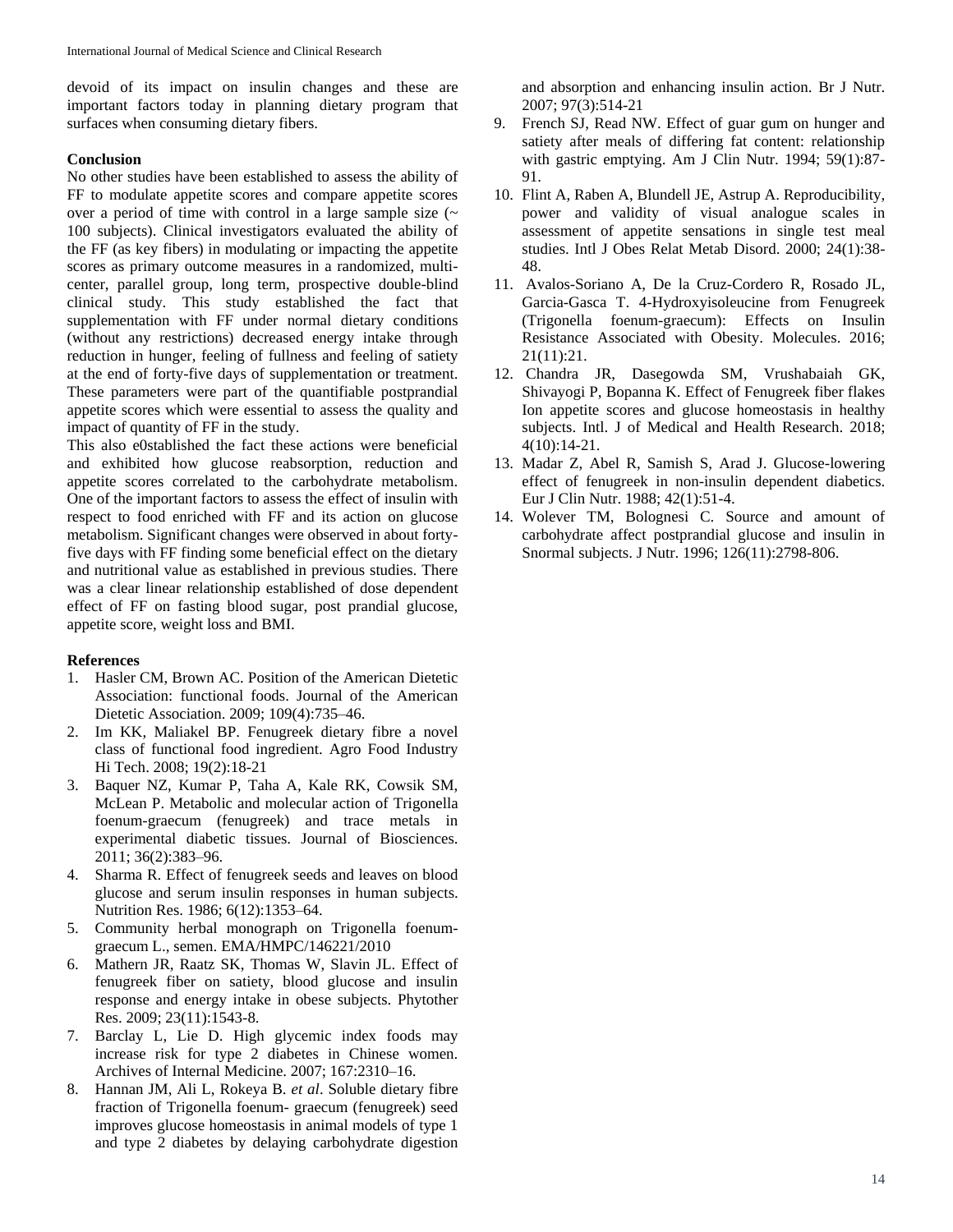devoid of its impact on insulin changes and these are important factors today in planning dietary program that surfaces when consuming dietary fibers.

## Conclusion

No other studies have been established to assess the ability of FF to modulate appetite scores and compare appetite scores over a period of time with control in a large sample size (~ 100 subjects). Clinical investigators evaluated the ability of the FF (as key fibers) in modulating or impacting the appetite scores as primary outcome measures in a randomized, multi-center, parallel group, long term, prospective double-blind clinical study. This study established the fact that supplementation with FF under normal dietary conditions (without any restrictions) decreased energy intake through reduction in hunger, feeling of fullness and feeling of satiety at the end of forty-five days of supplementation or treatment. These parameters were part of the quantifiable postprandial appetite scores which were essential to assess the quality and impact of quantity of FF in the study.

This also e0stablished the fact these actions were beneficial and exhibited how glucose reabsorption, reduction and appetite scores correlated to the carbohydrate metabolism. One of the important factors to assess the effect of insulin with respect to food enriched with FF and its action on glucose metabolism. Significant changes were observed in about forty-five days with FF finding some beneficial effect on the dietary and nutritional value as established in previous studies. There was a clear linear relationship established of dose dependent effect of FF on fasting blood sugar, post prandial glucose, appetite score, weight loss and BMI.

## References

1. Hasler CM, Brown AC. Position of the American Dietetic Association: functional foods. Journal of the American Dietetic Association. 2009; 109(4):735–46.
2. Im KK, Maliakel BP. Fenugreek dietary fibre a novel class of functional food ingredient. Agro Food Industry Hi Tech. 2008; 19(2):18-21
3. Baquer NZ, Kumar P, Taha A, Kale RK, Cowsik SM, McLean P. Metabolic and molecular action of Trigonella foenum-graecum (fenugreek) and trace metals in experimental diabetic tissues. Journal of Biosciences. 2011; 36(2):383–96.
4. Sharma R. Effect of fenugreek seeds and leaves on blood glucose and serum insulin responses in human subjects. Nutrition Res. 1986; 6(12):1353–64.
5. Community herbal monograph on Trigonella foenum-graecum L., semen. EMA/HMPC/146221/2010
6. Mathern JR, Raatz SK, Thomas W, Slavin JL. Effect of fenugreek fiber on satiety, blood glucose and insulin response and energy intake in obese subjects. Phytother Res. 2009; 23(11):1543-8.
7. Barclay L, Lie D. High glycemic index foods may increase risk for type 2 diabetes in Chinese women. Archives of Internal Medicine. 2007; 167:2310–16.
8. Hannan JM, Ali L, Rokeya B. *et al*. Soluble dietary fibre fraction of Trigonella foenum- graecum (fenugreek) seed improves glucose homeostasis in animal models of type 1 and type 2 diabetes by delaying carbohydrate digestion and absorption and enhancing insulin action. Br J Nutr. 2007; 97(3):514-21
9. French SJ, Read NW. Effect of guar gum on hunger and satiety after meals of differing fat content: relationship with gastric emptying. Am J Clin Nutr. 1994; 59(1):87-91.
10. Flint A, Raben A, Blundell JE, Astrup A. Reproducibility, power and validity of visual analogue scales in assessment of appetite sensations in single test meal studies. Intl J Obes Relat Metab Disord. 2000; 24(1):38-48.
11. Avalos-Soriano A, De la Cruz-Cordero R, Rosado JL, Garcia-Gasca T. 4-Hydroxyisoleucine from Fenugreek (Trigonella foenum-graecum): Effects on Insulin Resistance Associated with Obesity. Molecules. 2016; 21(11):21.
12. Chandra JR, Dasegowda SM, Vrushabaiah GK, Shivayogi P, Bopanna K. Effect of Fenugreek fiber flakes Ion appetite scores and glucose homeostasis in healthy subjects. Intl. J of Medical and Health Research. 2018; 4(10):14-21.
13. Madar Z, Abel R, Samish S, Arad J. Glucose-lowering effect of fenugreek in non-insulin dependent diabetics. Eur J Clin Nutr. 1988; 42(1):51-4.
14. Wolever TM, Bolognesi C. Source and amount of carbohydrate affect postprandial glucose and insulin in Snormal subjects. J Nutr. 1996; 126(11):2798-806.